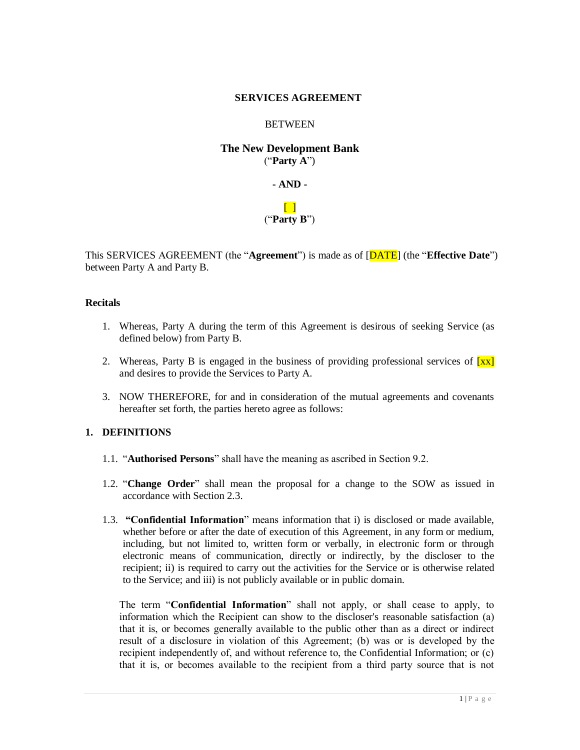**SERVICES AGREEMENT**

BETWEEN

**The New Development Bank**
(“**Party A**”)

**- AND -**

[ ]
(“**Party B**”)

This SERVICES AGREEMENT (the “**Agreement**”) is made as of [DATE] (the “**Effective Date**”) between Party A and Party B.

**Recitals**

1. Whereas, Party A during the term of this Agreement is desirous of seeking Service (as defined below) from Party B.

2. Whereas, Party B is engaged in the business of providing professional services of [xx] and desires to provide the Services to Party A.

3. NOW THEREFORE, for and in consideration of the mutual agreements and covenants hereafter set forth, the parties hereto agree as follows:

## 1. DEFINITIONS

1.1. “**Authorised Persons**” shall have the meaning as ascribed in Section 9.2.

1.2. “**Change Order**” shall mean the proposal for a change to the SOW as issued in accordance with Section 2.3.

1.3. **“Confidential Information**” means information that i) is disclosed or made available, whether before or after the date of execution of this Agreement, in any form or medium, including, but not limited to, written form or verbally, in electronic form or through electronic means of communication, directly or indirectly, by the discloser to the recipient; ii) is required to carry out the activities for the Service or is otherwise related to the Service; and iii) is not publicly available or in public domain.

The term “**Confidential Information**” shall not apply, or shall cease to apply, to information which the Recipient can show to the discloser's reasonable satisfaction (a) that it is, or becomes generally available to the public other than as a direct or indirect result of a disclosure in violation of this Agreement; (b) was or is developed by the recipient independently of, and without reference to, the Confidential Information; or (c) that it is, or becomes available to the recipient from a third party source that is not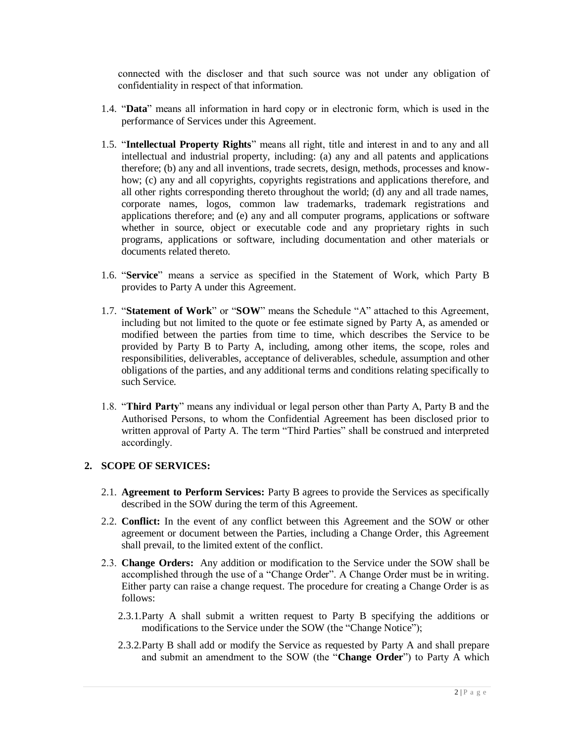connected with the discloser and that such source was not under any obligation of confidentiality in respect of that information.

1.4. "**Data**" means all information in hard copy or in electronic form, which is used in the performance of Services under this Agreement.

1.5. "**Intellectual Property Rights**" means all right, title and interest in and to any and all intellectual and industrial property, including: (a) any and all patents and applications therefore; (b) any and all inventions, trade secrets, design, methods, processes and know-how; (c) any and all copyrights, copyrights registrations and applications therefore, and all other rights corresponding thereto throughout the world; (d) any and all trade names, corporate names, logos, common law trademarks, trademark registrations and applications therefore; and (e) any and all computer programs, applications or software whether in source, object or executable code and any proprietary rights in such programs, applications or software, including documentation and other materials or documents related thereto.

1.6. "**Service**" means a service as specified in the Statement of Work, which Party B provides to Party A under this Agreement.

1.7. "**Statement of Work**" or "**SOW**" means the Schedule "A" attached to this Agreement, including but not limited to the quote or fee estimate signed by Party A, as amended or modified between the parties from time to time, which describes the Service to be provided by Party B to Party A, including, among other items, the scope, roles and responsibilities, deliverables, acceptance of deliverables, schedule, assumption and other obligations of the parties, and any additional terms and conditions relating specifically to such Service.

1.8. "**Third Party**" means any individual or legal person other than Party A, Party B and the Authorised Persons, to whom the Confidential Agreement has been disclosed prior to written approval of Party A. The term "Third Parties" shall be construed and interpreted accordingly.

## 2. SCOPE OF SERVICES:

2.1. **Agreement to Perform Services:** Party B agrees to provide the Services as specifically described in the SOW during the term of this Agreement.

2.2. **Conflict:** In the event of any conflict between this Agreement and the SOW or other agreement or document between the Parties, including a Change Order, this Agreement shall prevail, to the limited extent of the conflict.

2.3. **Change Orders:** Any addition or modification to the Service under the SOW shall be accomplished through the use of a "Change Order". A Change Order must be in writing. Either party can raise a change request. The procedure for creating a Change Order is as follows:

2.3.1. Party A shall submit a written request to Party B specifying the additions or modifications to the Service under the SOW (the "Change Notice");

2.3.2. Party B shall add or modify the Service as requested by Party A and shall prepare and submit an amendment to the SOW (the "**Change Order**") to Party A which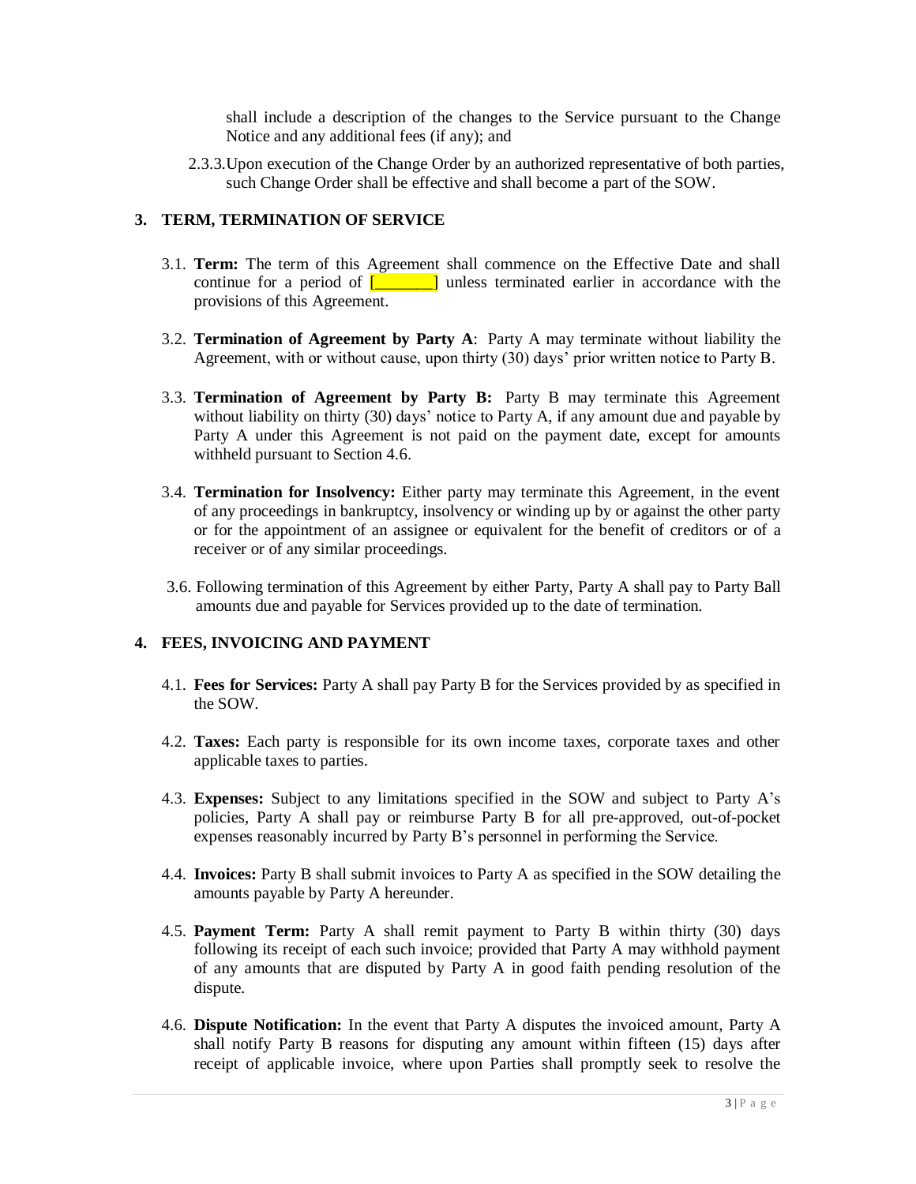shall include a description of the changes to the Service pursuant to the Change Notice and any additional fees (if any); and

2.3.3. Upon execution of the Change Order by an authorized representative of both parties, such Change Order shall be effective and shall become a part of the SOW.

## 3. TERM, TERMINATION OF SERVICE

3.1. **Term:** The term of this Agreement shall commence on the Effective Date and shall continue for a period of [________] unless terminated earlier in accordance with the provisions of this Agreement.

3.2. **Termination of Agreement by Party A**: Party A may terminate without liability the Agreement, with or without cause, upon thirty (30) days' prior written notice to Party B.

3.3. **Termination of Agreement by Party B:** Party B may terminate this Agreement without liability on thirty (30) days' notice to Party A, if any amount due and payable by Party A under this Agreement is not paid on the payment date, except for amounts withheld pursuant to Section 4.6.

3.4. **Termination for Insolvency:** Either party may terminate this Agreement, in the event of any proceedings in bankruptcy, insolvency or winding up by or against the other party or for the appointment of an assignee or equivalent for the benefit of creditors or of a receiver or of any similar proceedings.

3.6. Following termination of this Agreement by either Party, Party A shall pay to Party Ball amounts due and payable for Services provided up to the date of termination.

## 4. FEES, INVOICING AND PAYMENT

4.1. **Fees for Services:** Party A shall pay Party B for the Services provided by as specified in the SOW.

4.2. **Taxes:** Each party is responsible for its own income taxes, corporate taxes and other applicable taxes to parties.

4.3. **Expenses:** Subject to any limitations specified in the SOW and subject to Party A's policies, Party A shall pay or reimburse Party B for all pre-approved, out-of-pocket expenses reasonably incurred by Party B's personnel in performing the Service.

4.4. **Invoices:** Party B shall submit invoices to Party A as specified in the SOW detailing the amounts payable by Party A hereunder.

4.5. **Payment Term:** Party A shall remit payment to Party B within thirty (30) days following its receipt of each such invoice; provided that Party A may withhold payment of any amounts that are disputed by Party A in good faith pending resolution of the dispute.

4.6. **Dispute Notification:** In the event that Party A disputes the invoiced amount, Party A shall notify Party B reasons for disputing any amount within fifteen (15) days after receipt of applicable invoice, where upon Parties shall promptly seek to resolve the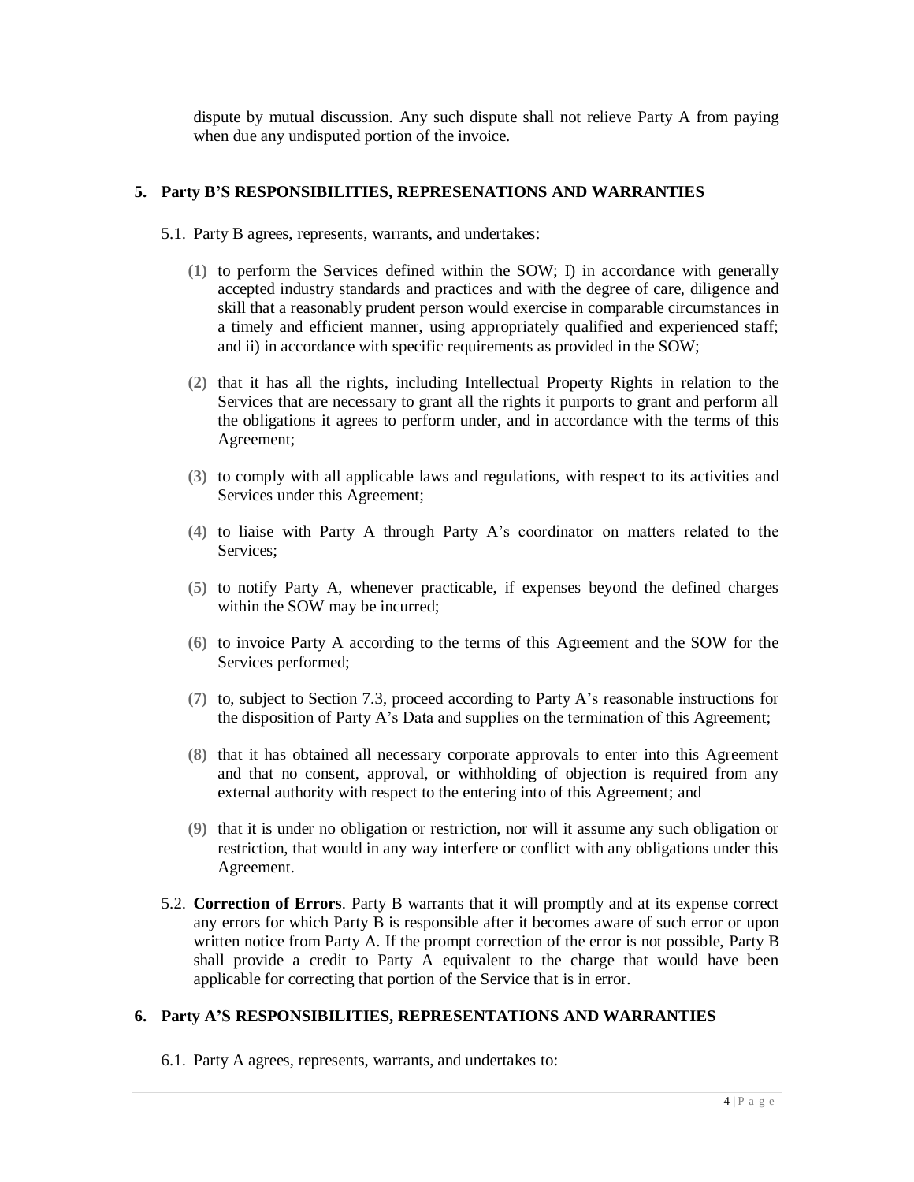dispute by mutual discussion. Any such dispute shall not relieve Party A from paying when due any undisputed portion of the invoice.

## 5. Party B'S RESPONSIBILITIES, REPRESENATIONS AND WARRANTIES

5.1. Party B agrees, represents, warrants, and undertakes:

**(1)** to perform the Services defined within the SOW; I) in accordance with generally accepted industry standards and practices and with the degree of care, diligence and skill that a reasonably prudent person would exercise in comparable circumstances in a timely and efficient manner, using appropriately qualified and experienced staff; and ii) in accordance with specific requirements as provided in the SOW;

**(2)** that it has all the rights, including Intellectual Property Rights in relation to the Services that are necessary to grant all the rights it purports to grant and perform all the obligations it agrees to perform under, and in accordance with the terms of this Agreement;

**(3)** to comply with all applicable laws and regulations, with respect to its activities and Services under this Agreement;

**(4)** to liaise with Party A through Party A's coordinator on matters related to the Services;

**(5)** to notify Party A, whenever practicable, if expenses beyond the defined charges within the SOW may be incurred;

**(6)** to invoice Party A according to the terms of this Agreement and the SOW for the Services performed;

**(7)** to, subject to Section 7.3, proceed according to Party A's reasonable instructions for the disposition of Party A's Data and supplies on the termination of this Agreement;

**(8)** that it has obtained all necessary corporate approvals to enter into this Agreement and that no consent, approval, or withholding of objection is required from any external authority with respect to the entering into of this Agreement; and

**(9)** that it is under no obligation or restriction, nor will it assume any such obligation or restriction, that would in any way interfere or conflict with any obligations under this Agreement.

5.2. **Correction of Errors**. Party B warrants that it will promptly and at its expense correct any errors for which Party B is responsible after it becomes aware of such error or upon written notice from Party A. If the prompt correction of the error is not possible, Party B shall provide a credit to Party A equivalent to the charge that would have been applicable for correcting that portion of the Service that is in error.

## 6. Party A'S RESPONSIBILITIES, REPRESENTATIONS AND WARRANTIES

6.1. Party A agrees, represents, warrants, and undertakes to: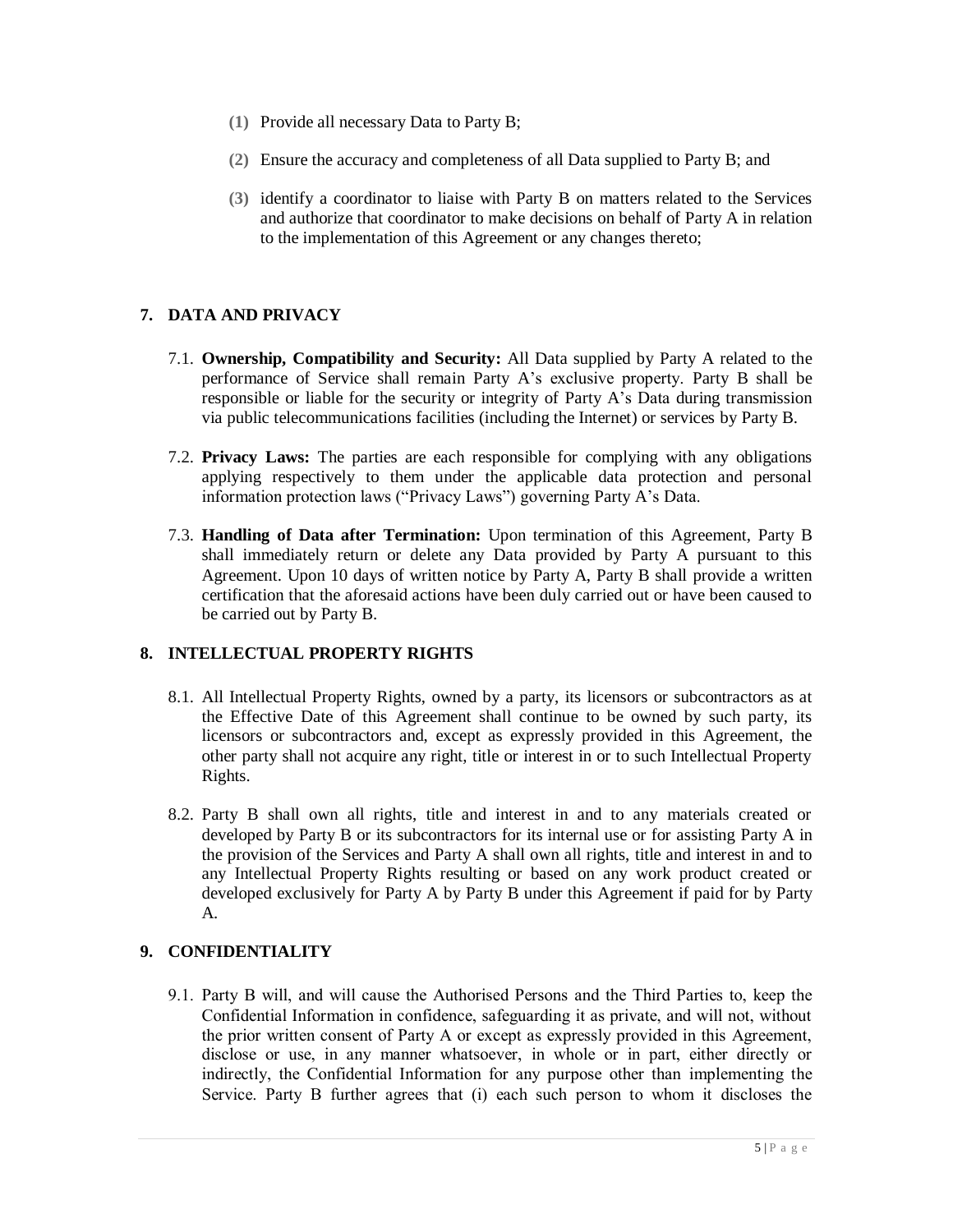(1) Provide all necessary Data to Party B;

(2) Ensure the accuracy and completeness of all Data supplied to Party B; and

(3) identify a coordinator to liaise with Party B on matters related to the Services and authorize that coordinator to make decisions on behalf of Party A in relation to the implementation of this Agreement or any changes thereto;

## 7. DATA AND PRIVACY

7.1. **Ownership, Compatibility and Security:** All Data supplied by Party A related to the performance of Service shall remain Party A's exclusive property. Party B shall be responsible or liable for the security or integrity of Party A's Data during transmission via public telecommunications facilities (including the Internet) or services by Party B.

7.2. **Privacy Laws:** The parties are each responsible for complying with any obligations applying respectively to them under the applicable data protection and personal information protection laws ("Privacy Laws") governing Party A's Data.

7.3. **Handling of Data after Termination:** Upon termination of this Agreement, Party B shall immediately return or delete any Data provided by Party A pursuant to this Agreement. Upon 10 days of written notice by Party A, Party B shall provide a written certification that the aforesaid actions have been duly carried out or have been caused to be carried out by Party B.

## 8. INTELLECTUAL PROPERTY RIGHTS

8.1. All Intellectual Property Rights, owned by a party, its licensors or subcontractors as at the Effective Date of this Agreement shall continue to be owned by such party, its licensors or subcontractors and, except as expressly provided in this Agreement, the other party shall not acquire any right, title or interest in or to such Intellectual Property Rights.

8.2. Party B shall own all rights, title and interest in and to any materials created or developed by Party B or its subcontractors for its internal use or for assisting Party A in the provision of the Services and Party A shall own all rights, title and interest in and to any Intellectual Property Rights resulting or based on any work product created or developed exclusively for Party A by Party B under this Agreement if paid for by Party A.

## 9. CONFIDENTIALITY

9.1. Party B will, and will cause the Authorised Persons and the Third Parties to, keep the Confidential Information in confidence, safeguarding it as private, and will not, without the prior written consent of Party A or except as expressly provided in this Agreement, disclose or use, in any manner whatsoever, in whole or in part, either directly or indirectly, the Confidential Information for any purpose other than implementing the Service. Party B further agrees that (i) each such person to whom it discloses the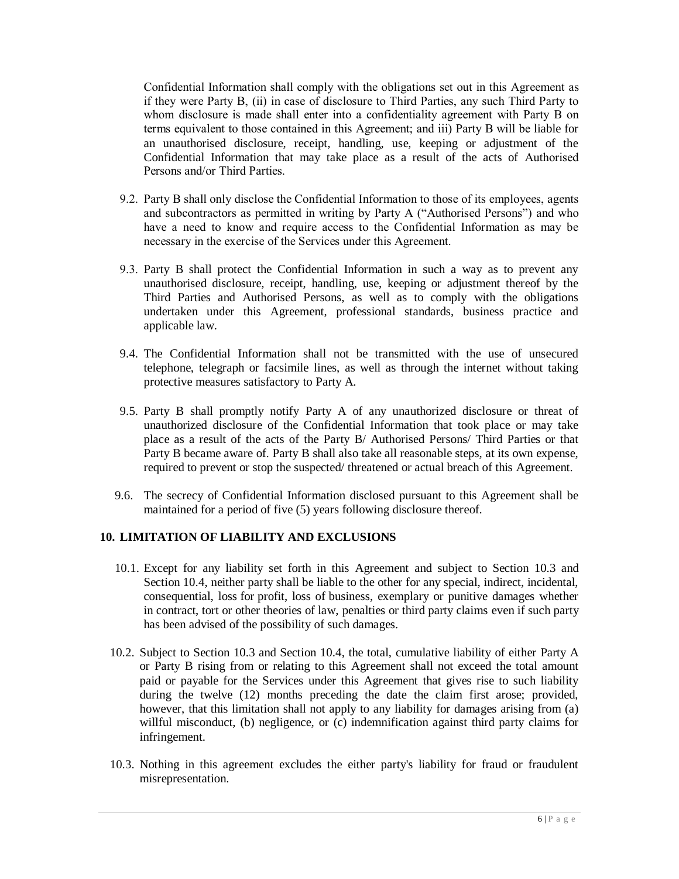Confidential Information shall comply with the obligations set out in this Agreement as if they were Party B, (ii) in case of disclosure to Third Parties, any such Third Party to whom disclosure is made shall enter into a confidentiality agreement with Party B on terms equivalent to those contained in this Agreement; and iii) Party B will be liable for an unauthorised disclosure, receipt, handling, use, keeping or adjustment of the Confidential Information that may take place as a result of the acts of Authorised Persons and/or Third Parties.

9.2. Party B shall only disclose the Confidential Information to those of its employees, agents and subcontractors as permitted in writing by Party A ("Authorised Persons") and who have a need to know and require access to the Confidential Information as may be necessary in the exercise of the Services under this Agreement.

9.3. Party B shall protect the Confidential Information in such a way as to prevent any unauthorised disclosure, receipt, handling, use, keeping or adjustment thereof by the Third Parties and Authorised Persons, as well as to comply with the obligations undertaken under this Agreement, professional standards, business practice and applicable law.

9.4. The Confidential Information shall not be transmitted with the use of unsecured telephone, telegraph or facsimile lines, as well as through the internet without taking protective measures satisfactory to Party A.

9.5. Party B shall promptly notify Party A of any unauthorized disclosure or threat of unauthorized disclosure of the Confidential Information that took place or may take place as a result of the acts of the Party B/ Authorised Persons/ Third Parties or that Party B became aware of. Party B shall also take all reasonable steps, at its own expense, required to prevent or stop the suspected/ threatened or actual breach of this Agreement.

9.6. The secrecy of Confidential Information disclosed pursuant to this Agreement shall be maintained for a period of five (5) years following disclosure thereof.

## 10. LIMITATION OF LIABILITY AND EXCLUSIONS

10.1. Except for any liability set forth in this Agreement and subject to Section 10.3 and Section 10.4, neither party shall be liable to the other for any special, indirect, incidental, consequential, loss for profit, loss of business, exemplary or punitive damages whether in contract, tort or other theories of law, penalties or third party claims even if such party has been advised of the possibility of such damages.

10.2. Subject to Section 10.3 and Section 10.4, the total, cumulative liability of either Party A or Party B rising from or relating to this Agreement shall not exceed the total amount paid or payable for the Services under this Agreement that gives rise to such liability during the twelve (12) months preceding the date the claim first arose; provided, however, that this limitation shall not apply to any liability for damages arising from (a) willful misconduct, (b) negligence, or (c) indemnification against third party claims for infringement.

10.3. Nothing in this agreement excludes the either party's liability for fraud or fraudulent misrepresentation.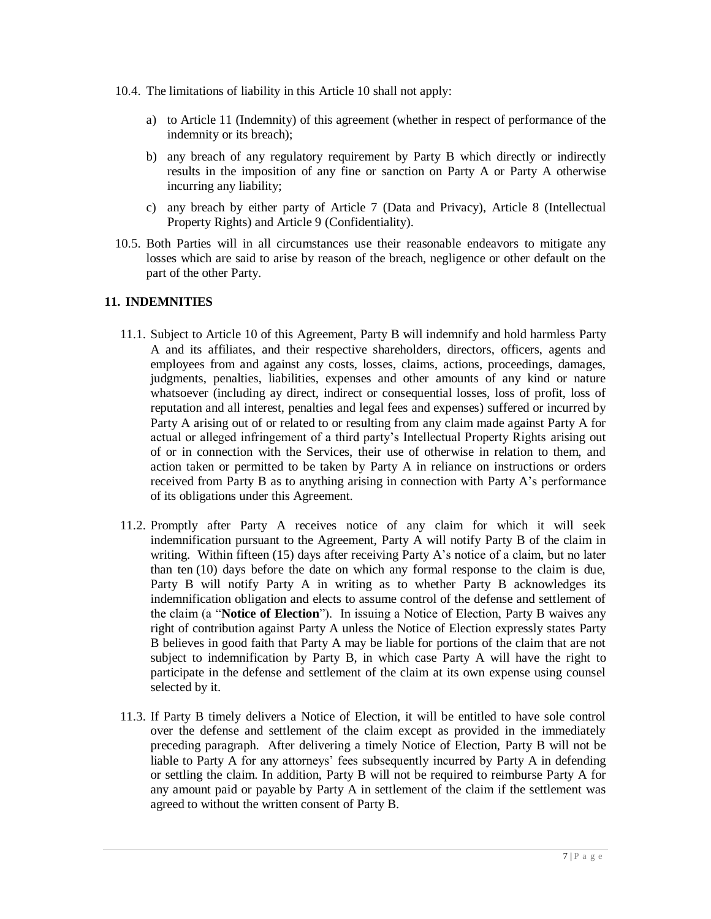10.4. The limitations of liability in this Article 10 shall not apply:

a) to Article 11 (Indemnity) of this agreement (whether in respect of performance of the indemnity or its breach);

b) any breach of any regulatory requirement by Party B which directly or indirectly results in the imposition of any fine or sanction on Party A or Party A otherwise incurring any liability;

c) any breach by either party of Article 7 (Data and Privacy), Article 8 (Intellectual Property Rights) and Article 9 (Confidentiality).

10.5. Both Parties will in all circumstances use their reasonable endeavors to mitigate any losses which are said to arise by reason of the breach, negligence or other default on the part of the other Party.

## 11. INDEMNITIES

11.1. Subject to Article 10 of this Agreement, Party B will indemnify and hold harmless Party A and its affiliates, and their respective shareholders, directors, officers, agents and employees from and against any costs, losses, claims, actions, proceedings, damages, judgments, penalties, liabilities, expenses and other amounts of any kind or nature whatsoever (including ay direct, indirect or consequential losses, loss of profit, loss of reputation and all interest, penalties and legal fees and expenses) suffered or incurred by Party A arising out of or related to or resulting from any claim made against Party A for actual or alleged infringement of a third party's Intellectual Property Rights arising out of or in connection with the Services, their use of otherwise in relation to them, and action taken or permitted to be taken by Party A in reliance on instructions or orders received from Party B as to anything arising in connection with Party A's performance of its obligations under this Agreement.

11.2. Promptly after Party A receives notice of any claim for which it will seek indemnification pursuant to the Agreement, Party A will notify Party B of the claim in writing. Within fifteen (15) days after receiving Party A's notice of a claim, but no later than ten (10) days before the date on which any formal response to the claim is due, Party B will notify Party A in writing as to whether Party B acknowledges its indemnification obligation and elects to assume control of the defense and settlement of the claim (a "**Notice of Election**"). In issuing a Notice of Election, Party B waives any right of contribution against Party A unless the Notice of Election expressly states Party B believes in good faith that Party A may be liable for portions of the claim that are not subject to indemnification by Party B, in which case Party A will have the right to participate in the defense and settlement of the claim at its own expense using counsel selected by it.

11.3. If Party B timely delivers a Notice of Election, it will be entitled to have sole control over the defense and settlement of the claim except as provided in the immediately preceding paragraph. After delivering a timely Notice of Election, Party B will not be liable to Party A for any attorneys' fees subsequently incurred by Party A in defending or settling the claim. In addition, Party B will not be required to reimburse Party A for any amount paid or payable by Party A in settlement of the claim if the settlement was agreed to without the written consent of Party B.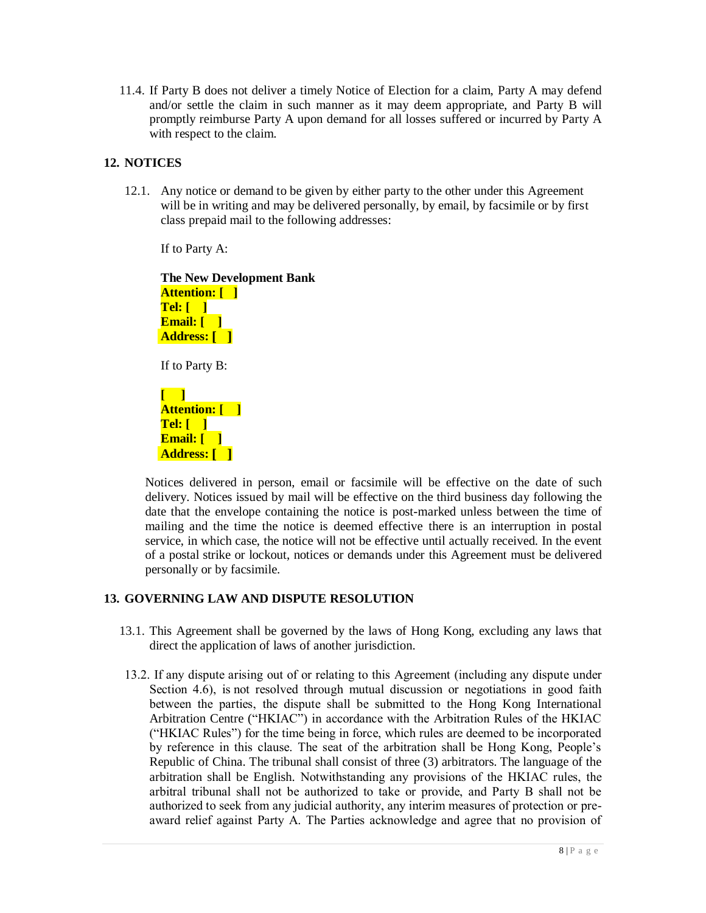11.4. If Party B does not deliver a timely Notice of Election for a claim, Party A may defend and/or settle the claim in such manner as it may deem appropriate, and Party B will promptly reimburse Party A upon demand for all losses suffered or incurred by Party A with respect to the claim.

## 12. NOTICES

12.1. Any notice or demand to be given by either party to the other under this Agreement will be in writing and may be delivered personally, by email, by facsimile or by first class prepaid mail to the following addresses:

If to Party A:

**The New Development Bank**
**Attention: [ ]**
**Tel: [ ]**
**Email: [ ]**
**Address: [ ]**

If to Party B:

**[ ]**
**Attention: [ ]**
**Tel: [ ]**
**Email: [ ]**
**Address: [ ]**

Notices delivered in person, email or facsimile will be effective on the date of such delivery. Notices issued by mail will be effective on the third business day following the date that the envelope containing the notice is post-marked unless between the time of mailing and the time the notice is deemed effective there is an interruption in postal service, in which case, the notice will not be effective until actually received. In the event of a postal strike or lockout, notices or demands under this Agreement must be delivered personally or by facsimile.

## 13. GOVERNING LAW AND DISPUTE RESOLUTION

13.1. This Agreement shall be governed by the laws of Hong Kong, excluding any laws that direct the application of laws of another jurisdiction.

13.2. If any dispute arising out of or relating to this Agreement (including any dispute under Section 4.6), is not resolved through mutual discussion or negotiations in good faith between the parties, the dispute shall be submitted to the Hong Kong International Arbitration Centre ("HKIAC") in accordance with the Arbitration Rules of the HKIAC ("HKIAC Rules") for the time being in force, which rules are deemed to be incorporated by reference in this clause. The seat of the arbitration shall be Hong Kong, People's Republic of China. The tribunal shall consist of three (3) arbitrators. The language of the arbitration shall be English. Notwithstanding any provisions of the HKIAC rules, the arbitral tribunal shall not be authorized to take or provide, and Party B shall not be authorized to seek from any judicial authority, any interim measures of protection or pre-award relief against Party A. The Parties acknowledge and agree that no provision of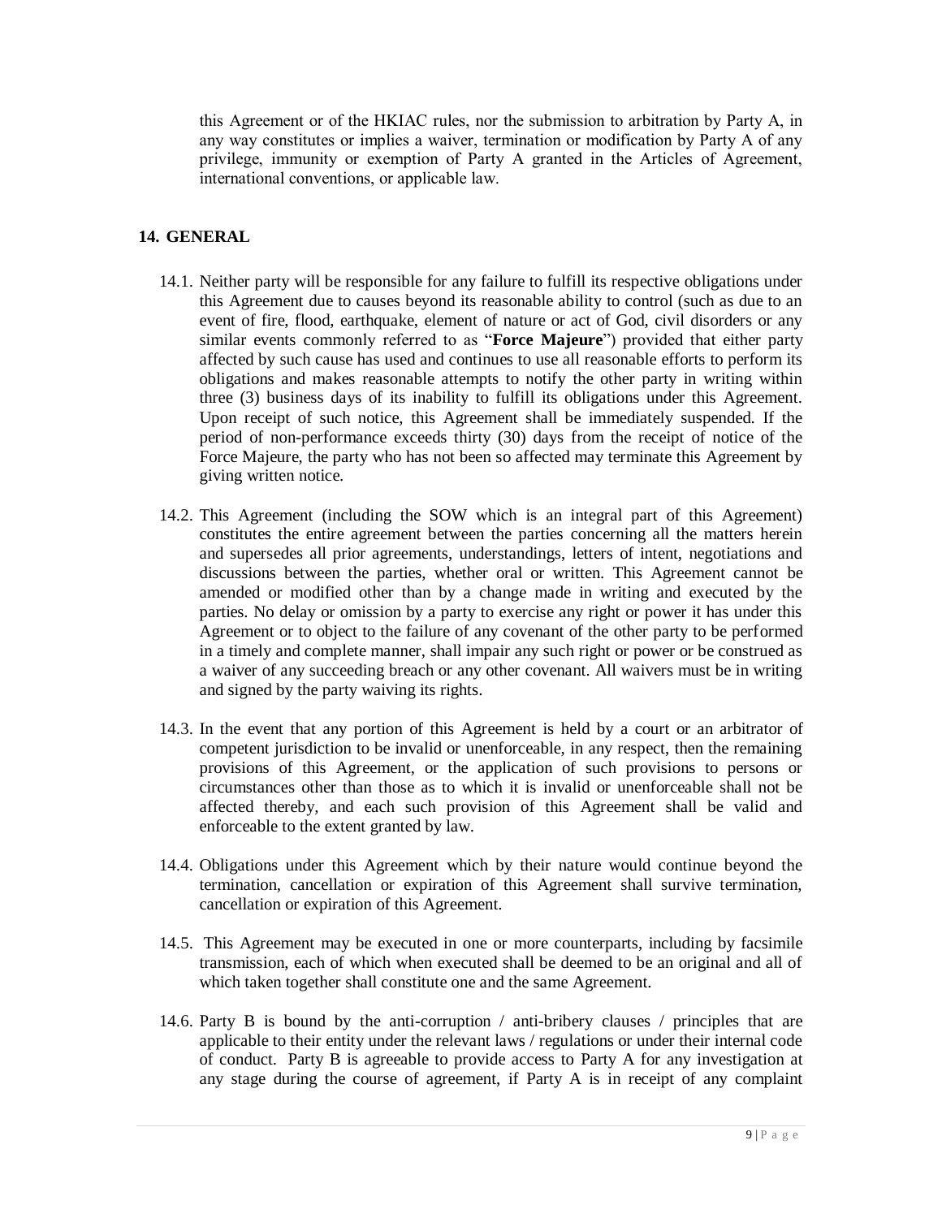this Agreement or of the HKIAC rules, nor the submission to arbitration by Party A, in any way constitutes or implies a waiver, termination or modification by Party A of any privilege, immunity or exemption of Party A granted in the Articles of Agreement, international conventions, or applicable law.

## 14. GENERAL

14.1. Neither party will be responsible for any failure to fulfill its respective obligations under this Agreement due to causes beyond its reasonable ability to control (such as due to an event of fire, flood, earthquake, element of nature or act of God, civil disorders or any similar events commonly referred to as "**Force Majeure**") provided that either party affected by such cause has used and continues to use all reasonable efforts to perform its obligations and makes reasonable attempts to notify the other party in writing within three (3) business days of its inability to fulfill its obligations under this Agreement. Upon receipt of such notice, this Agreement shall be immediately suspended. If the period of non-performance exceeds thirty (30) days from the receipt of notice of the Force Majeure, the party who has not been so affected may terminate this Agreement by giving written notice.

14.2. This Agreement (including the SOW which is an integral part of this Agreement) constitutes the entire agreement between the parties concerning all the matters herein and supersedes all prior agreements, understandings, letters of intent, negotiations and discussions between the parties, whether oral or written. This Agreement cannot be amended or modified other than by a change made in writing and executed by the parties. No delay or omission by a party to exercise any right or power it has under this Agreement or to object to the failure of any covenant of the other party to be performed in a timely and complete manner, shall impair any such right or power or be construed as a waiver of any succeeding breach or any other covenant. All waivers must be in writing and signed by the party waiving its rights.

14.3. In the event that any portion of this Agreement is held by a court or an arbitrator of competent jurisdiction to be invalid or unenforceable, in any respect, then the remaining provisions of this Agreement, or the application of such provisions to persons or circumstances other than those as to which it is invalid or unenforceable shall not be affected thereby, and each such provision of this Agreement shall be valid and enforceable to the extent granted by law.

14.4. Obligations under this Agreement which by their nature would continue beyond the termination, cancellation or expiration of this Agreement shall survive termination, cancellation or expiration of this Agreement.

14.5. This Agreement may be executed in one or more counterparts, including by facsimile transmission, each of which when executed shall be deemed to be an original and all of which taken together shall constitute one and the same Agreement.

14.6. Party B is bound by the anti-corruption / anti-bribery clauses / principles that are applicable to their entity under the relevant laws / regulations or under their internal code of conduct. Party B is agreeable to provide access to Party A for any investigation at any stage during the course of agreement, if Party A is in receipt of any complaint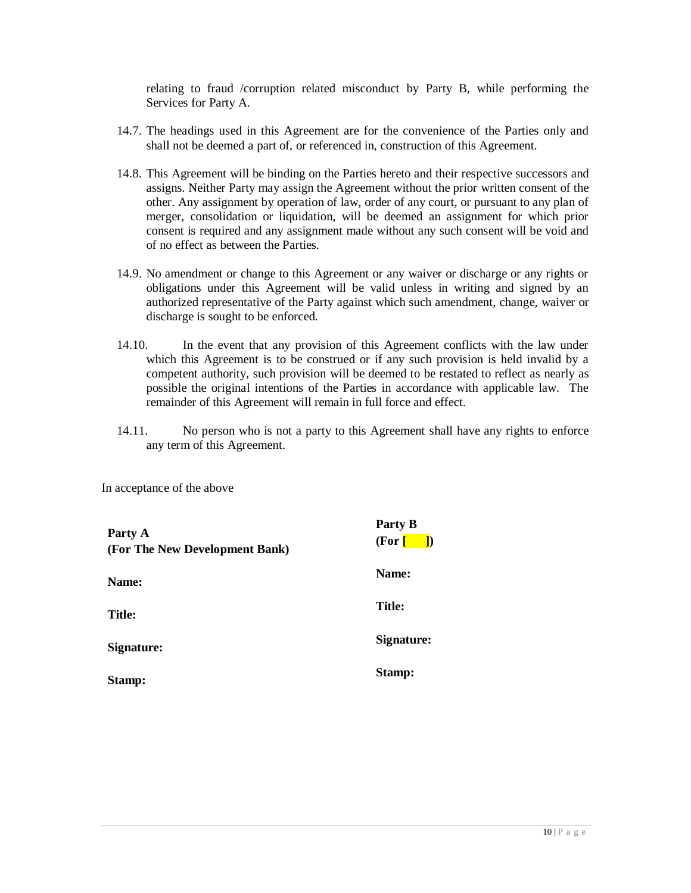relating to fraud /corruption related misconduct by Party B, while performing the Services for Party A.

14.7. The headings used in this Agreement are for the convenience of the Parties only and shall not be deemed a part of, or referenced in, construction of this Agreement.

14.8. This Agreement will be binding on the Parties hereto and their respective successors and assigns. Neither Party may assign the Agreement without the prior written consent of the other. Any assignment by operation of law, order of any court, or pursuant to any plan of merger, consolidation or liquidation, will be deemed an assignment for which prior consent is required and any assignment made without any such consent will be void and of no effect as between the Parties.

14.9. No amendment or change to this Agreement or any waiver or discharge or any rights or obligations under this Agreement will be valid unless in writing and signed by an authorized representative of the Party against which such amendment, change, waiver or discharge is sought to be enforced.

14.10. In the event that any provision of this Agreement conflicts with the law under which this Agreement is to be construed or if any such provision is held invalid by a competent authority, such provision will be deemed to be restated to reflect as nearly as possible the original intentions of the Parties in accordance with applicable law. The remainder of this Agreement will remain in full force and effect.

14.11. No person who is not a party to this Agreement shall have any rights to enforce any term of this Agreement.

In acceptance of the above

| **Party A**<br>**(For The New Development Bank)** | **Party B**<br>**(For [ ])** |
|---|---|
| **Name:** | **Name:** |
| **Title:** | **Title:** |
| **Signature:** | **Signature:** |
| **Stamp:** | **Stamp:** |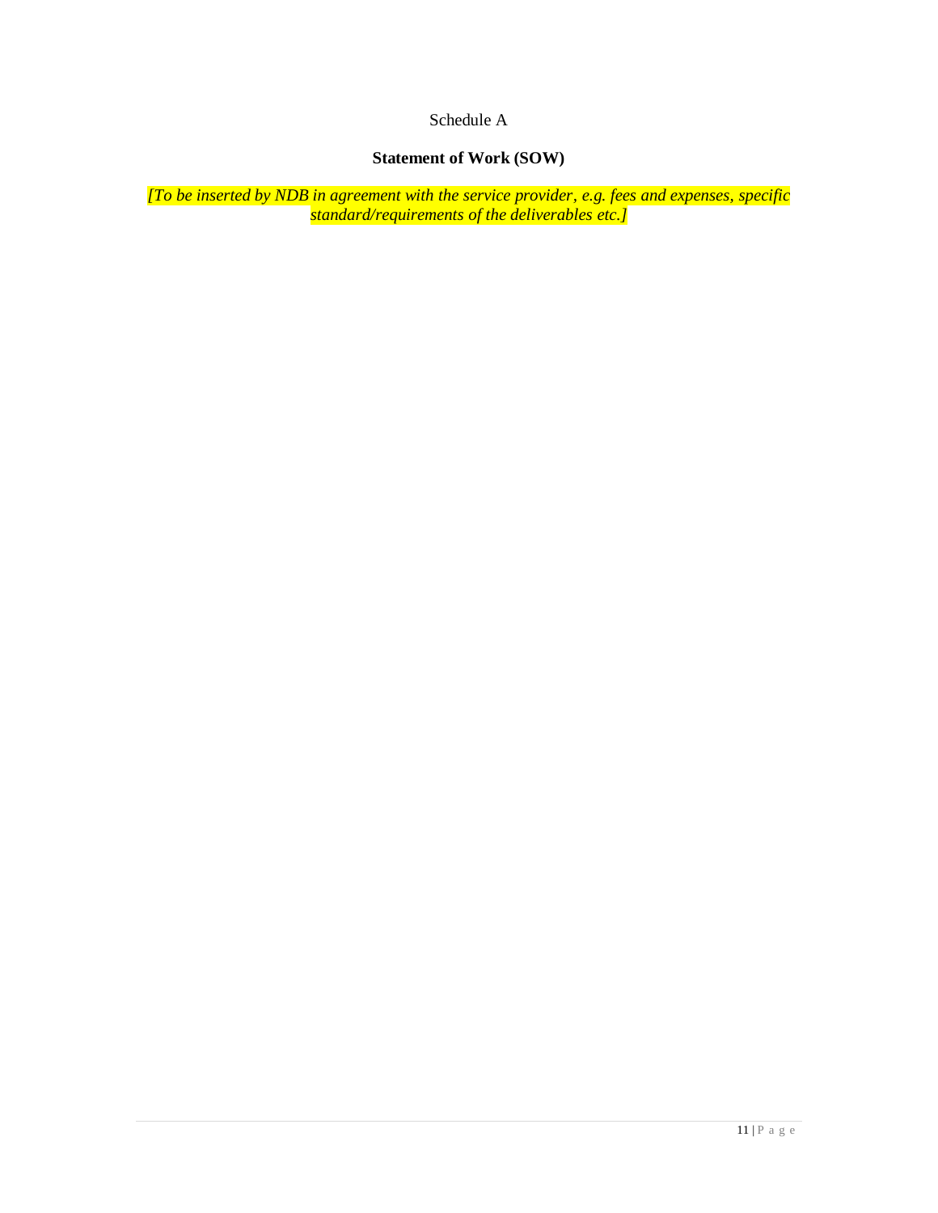Schedule A

## Statement of Work (SOW)

*[To be inserted by NDB in agreement with the service provider, e.g. fees and expenses, specific standard/requirements of the deliverables etc.]*